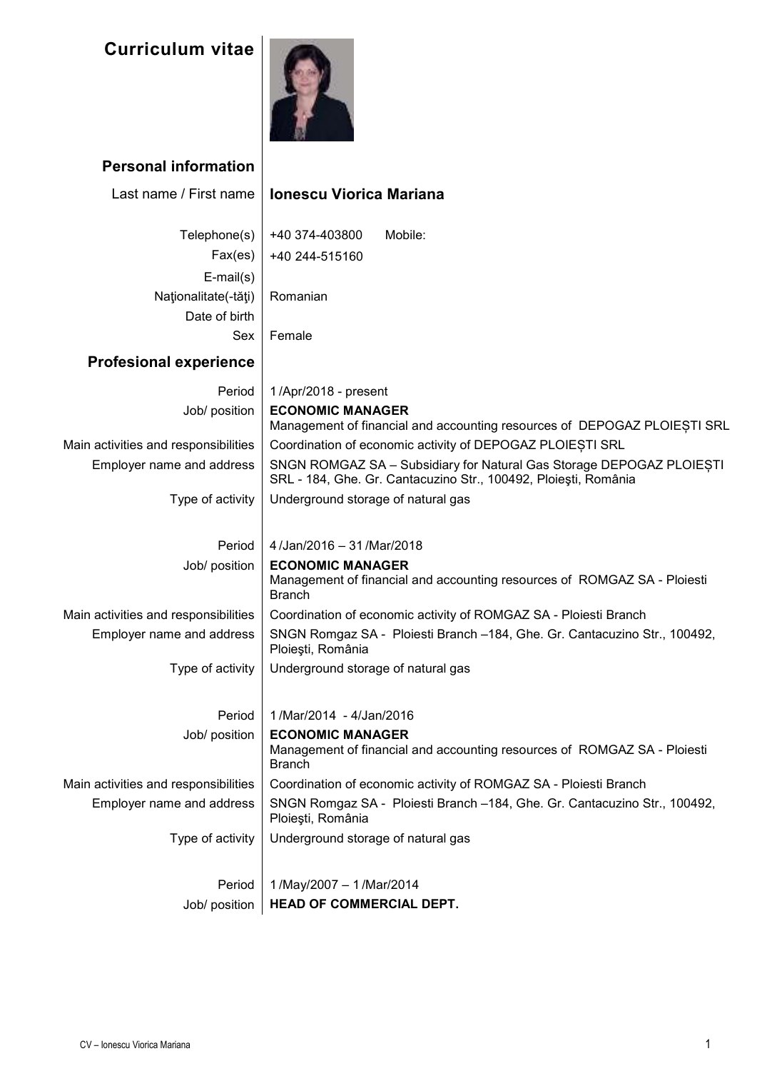# Curriculum vitae

## Personal information

| | |
|---|---|
| Last name / First name | **Ionescu Viorica Mariana** |
| Telephone(s) | +40 374-403800 Mobile: |
| Fax(es) | +40 244-515160 |
| E-mail(s) | |
| Naţionalitate(-tăţi) | Romanian |
| Date of birth | |
| Sex | Female |

## Profesional experience

| | |
|---|---|
| Period | 1 /Apr/2018 - present |
| Job/ position | **ECONOMIC MANAGER**<br>Management of financial and accounting resources of DEPOGAZ PLOIEȘTI SRL |
| Main activities and responsibilities | Coordination of economic activity of DEPOGAZ PLOIEȘTI SRL |
| Employer name and address | SNGN ROMGAZ SA – Subsidiary for Natural Gas Storage DEPOGAZ PLOIEȘTI SRL - 184, Ghe. Gr. Cantacuzino Str., 100492, Ploieşti, România |
| Type of activity | Underground storage of natural gas |
| | |
| Period | 4 /Jan/2016 – 31 /Mar/2018 |
| Job/ position | **ECONOMIC MANAGER**<br>Management of financial and accounting resources of ROMGAZ SA - Ploiesti Branch |
| Main activities and responsibilities | Coordination of economic activity of ROMGAZ SA - Ploiesti Branch |
| Employer name and address | SNGN Romgaz SA - Ploiesti Branch –184, Ghe. Gr. Cantacuzino Str., 100492, Ploieşti, România |
| Type of activity | Underground storage of natural gas |
| | |
| Period | 1 /Mar/2014 - 4/Jan/2016 |
| Job/ position | **ECONOMIC MANAGER**<br>Management of financial and accounting resources of ROMGAZ SA - Ploiesti Branch |
| Main activities and responsibilities | Coordination of economic activity of ROMGAZ SA - Ploiesti Branch |
| Employer name and address | SNGN Romgaz SA - Ploiesti Branch –184, Ghe. Gr. Cantacuzino Str., 100492, Ploieşti, România |
| Type of activity | Underground storage of natural gas |
| | |
| Period | 1 /May/2007 – 1 /Mar/2014 |
| Job/ position | **HEAD OF COMMERCIAL DEPT.** |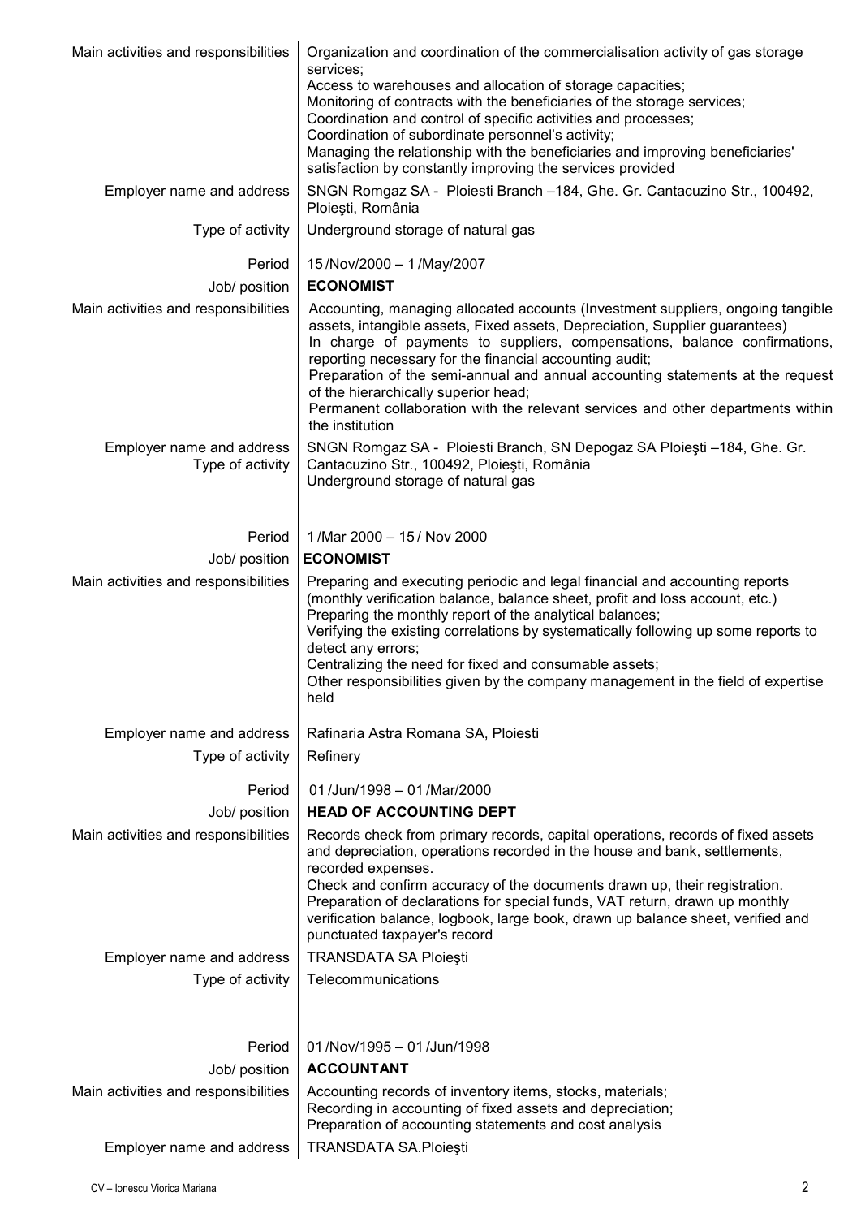| | |
|---|---|
| Main activities and responsibilities | Organization and coordination of the commercialisation activity of gas storage services;<br>Access to warehouses and allocation of storage capacities;<br>Monitoring of contracts with the beneficiaries of the storage services;<br>Coordination and control of specific activities and processes;<br>Coordination of subordinate personnel's activity;<br>Managing the relationship with the beneficiaries and improving beneficiaries' satisfaction by constantly improving the services provided |
| Employer name and address | SNGN Romgaz SA - Ploiesti Branch –184, Ghe. Gr. Cantacuzino Str., 100492, Ploieşti, România |
| Type of activity | Underground storage of natural gas |
| Period | 15 /Nov/2000 – 1 /May/2007 |
| Job/ position | **ECONOMIST** |
| Main activities and responsibilities | Accounting, managing allocated accounts (Investment suppliers, ongoing tangible assets, intangible assets, Fixed assets, Depreciation, Supplier guarantees)<br>In charge of payments to suppliers, compensations, balance confirmations, reporting necessary for the financial accounting audit;<br>Preparation of the semi-annual and annual accounting statements at the request of the hierarchically superior head;<br>Permanent collaboration with the relevant services and other departments within the institution |
| Employer name and address | SNGN Romgaz SA - Ploiesti Branch, SN Depogaz SA Ploieşti –184, Ghe. Gr. Cantacuzino Str., 100492, Ploieşti, România |
| Type of activity | Underground storage of natural gas |
| Period | 1 /Mar 2000 – 15 / Nov 2000 |
| Job/ position | **ECONOMIST** |
| Main activities and responsibilities | Preparing and executing periodic and legal financial and accounting reports (monthly verification balance, balance sheet, profit and loss account, etc.)<br>Preparing the monthly report of the analytical balances;<br>Verifying the existing correlations by systematically following up some reports to detect any errors;<br>Centralizing the need for fixed and consumable assets;<br>Other responsibilities given by the company management in the field of expertise held |
| Employer name and address | Rafinaria Astra Romana SA, Ploiesti |
| Type of activity | Refinery |
| Period | 01 /Jun/1998 – 01 /Mar/2000 |
| Job/ position | **HEAD OF ACCOUNTING DEPT** |
| Main activities and responsibilities | Records check from primary records, capital operations, records of fixed assets and depreciation, operations recorded in the house and bank, settlements, recorded expenses.<br>Check and confirm accuracy of the documents drawn up, their registration.<br>Preparation of declarations for special funds, VAT return, drawn up monthly verification balance, logbook, large book, drawn up balance sheet, verified and punctuated taxpayer's record |
| Employer name and address | TRANSDATA SA Ploieşti |
| Type of activity | Telecommunications |
| Period | 01 /Nov/1995 – 01 /Jun/1998 |
| Job/ position | **ACCOUNTANT** |
| Main activities and responsibilities | Accounting records of inventory items, stocks, materials;<br>Recording in accounting of fixed assets and depreciation;<br>Preparation of accounting statements and cost analysis |
| Employer name and address | TRANSDATA SA.Ploieşti |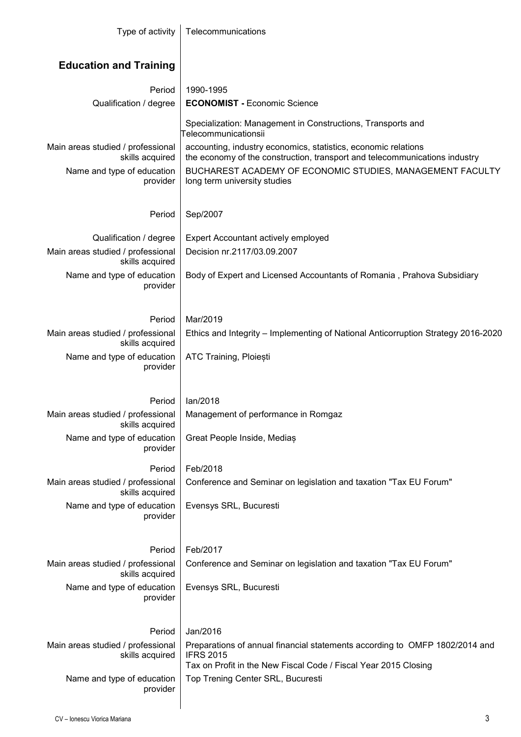| Type of activity | Telecommunications |
|---|---|

## Education and Training

| | |
|---|---|
| Period | 1990-1995 |
| Qualification / degree | **ECONOMIST -** Economic Science |
| | Specialization: Management in Constructions, Transports and Telecommunicationsii |
| Main areas studied / professional skills acquired | accounting, industry economics, statistics, economic relations<br>the economy of the construction, transport and telecommunications industry |
| Name and type of education provider | BUCHAREST ACADEMY OF ECONOMIC STUDIES, MANAGEMENT FACULTY<br>long term university studies |
| | |
| Period | Sep/2007 |
| Qualification / degree | Expert Accountant actively employed |
| Main areas studied / professional skills acquired | Decision nr.2117/03.09.2007 |
| Name and type of education provider | Body of Expert and Licensed Accountants of Romania , Prahova Subsidiary |
| | |
| Period | Mar/2019 |
| Main areas studied / professional skills acquired | Ethics and Integrity – Implementing of National Anticorruption Strategy 2016-2020 |
| Name and type of education provider | ATC Training, Ploiești |
| | |
| Period | Ian/2018 |
| Main areas studied / professional skills acquired | Management of performance in Romgaz |
| Name and type of education provider | Great People Inside, Mediaș |
| | |
| Period | Feb/2018 |
| Main areas studied / professional skills acquired | Conference and Seminar on legislation and taxation "Tax EU Forum" |
| Name and type of education provider | Evensys SRL, Bucuresti |
| | |
| Period | Feb/2017 |
| Main areas studied / professional skills acquired | Conference and Seminar on legislation and taxation "Tax EU Forum" |
| Name and type of education provider | Evensys SRL, Bucuresti |
| | |
| Period | Jan/2016 |
| Main areas studied / professional skills acquired | Preparations of annual financial statements according to OMFP 1802/2014 and IFRS 2015<br>Tax on Profit in the New Fiscal Code / Fiscal Year 2015 Closing |
| Name and type of education provider | Top Trening Center SRL, Bucuresti |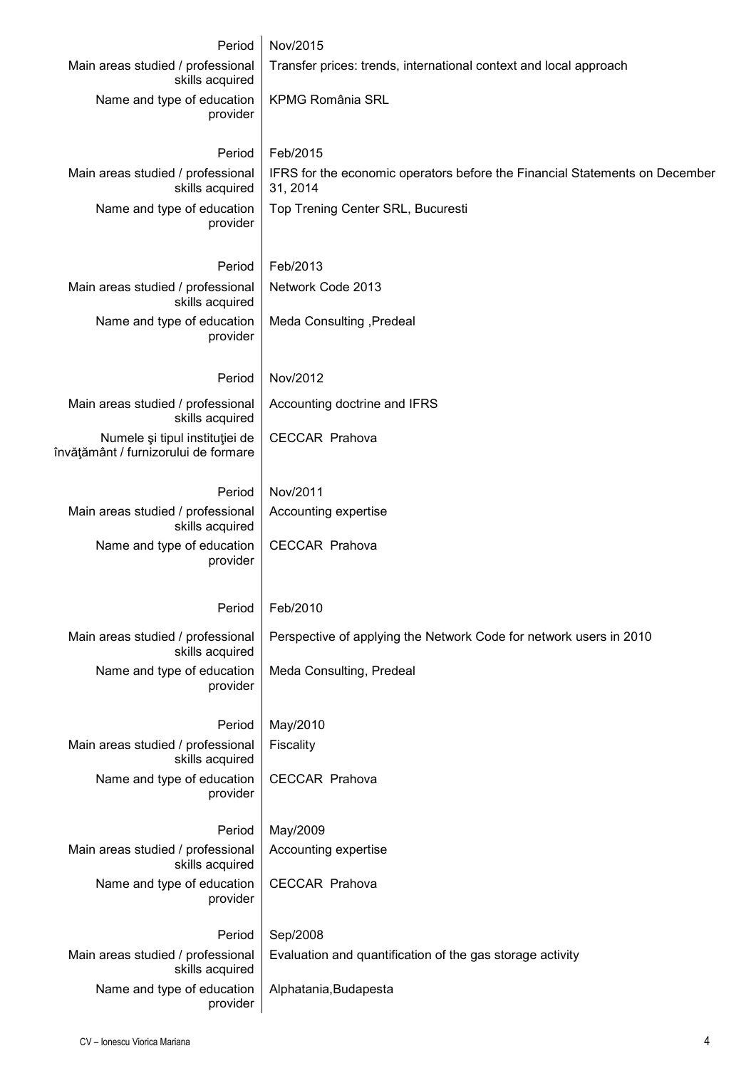| | |
|---|---|
| Period | Nov/2015 |
| Main areas studied / professional skills acquired | Transfer prices: trends, international context and local approach |
| Name and type of education provider | KPMG România SRL |
| | |
| Period | Feb/2015 |
| Main areas studied / professional skills acquired | IFRS for the economic operators before the Financial Statements on December 31, 2014 |
| Name and type of education provider | Top Trening Center SRL, Bucuresti |
| | |
| Period | Feb/2013 |
| Main areas studied / professional skills acquired | Network Code 2013 |
| Name and type of education provider | Meda Consulting ,Predeal |
| | |
| Period | Nov/2012 |
| Main areas studied / professional skills acquired | Accounting doctrine and IFRS |
| Numele şi tipul instituţiei de învăţământ / furnizorului de formare | CECCAR Prahova |
| | |
| Period | Nov/2011 |
| Main areas studied / professional skills acquired | Accounting expertise |
| Name and type of education provider | CECCAR Prahova |
| | |
| Period | Feb/2010 |
| Main areas studied / professional skills acquired | Perspective of applying the Network Code for network users in 2010 |
| Name and type of education provider | Meda Consulting, Predeal |
| | |
| Period | May/2010 |
| Main areas studied / professional skills acquired | Fiscality |
| Name and type of education provider | CECCAR Prahova |
| | |
| Period | May/2009 |
| Main areas studied / professional skills acquired | Accounting expertise |
| Name and type of education provider | CECCAR Prahova |
| | |
| Period | Sep/2008 |
| Main areas studied / professional skills acquired | Evaluation and quantification of the gas storage activity |
| Name and type of education provider | Alphatania,Budapesta |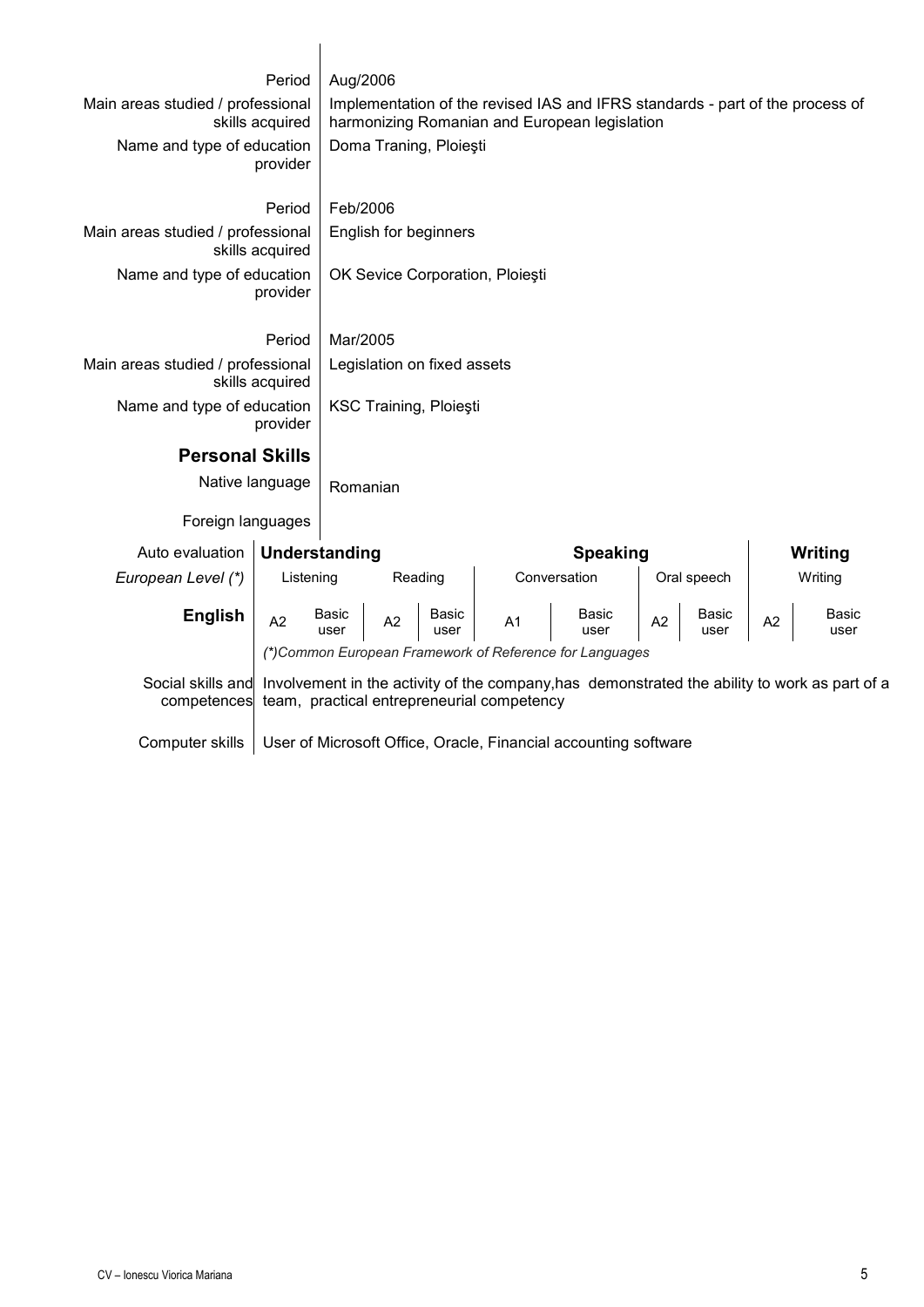| | |
|---|---|
| Period | Aug/2006 |
| Main areas studied / professional skills acquired | Implementation of the revised IAS and IFRS standards - part of the process of harmonizing Romanian and European legislation |
| Name and type of education provider | Doma Traning, Ploieşti |
| Period | Feb/2006 |
| Main areas studied / professional skills acquired | English for beginners |
| Name and type of education provider | OK Sevice Corporation, Ploieşti |
| Period | Mar/2005 |
| Main areas studied / professional skills acquired | Legislation on fixed assets |
| Name and type of education provider | KSC Training, Ploieşti |

## Personal Skills

| | |
|---|---|
| Native language | Romanian |
| Foreign languages | |

| Auto evaluation | Understanding | | | | Speaking | | | | Writing | |
|---|---|---|---|---|---|---|---|---|---|---|
| *European Level (\*)* | Listening | | Reading | | Conversation | | Oral speech | | Writing | |
| **English** | A2 | Basic user | A2 | Basic user | A1 | Basic user | A2 | Basic user | A2 | Basic user |

*(\*)Common European Framework of Reference for Languages*

| | |
|---|---|
| Social skills and competences | Involvement in the activity of the company,has demonstrated the ability to work as part of a team, practical entrepreneurial competency |
| Computer skills | User of Microsoft Office, Oracle, Financial accounting software |